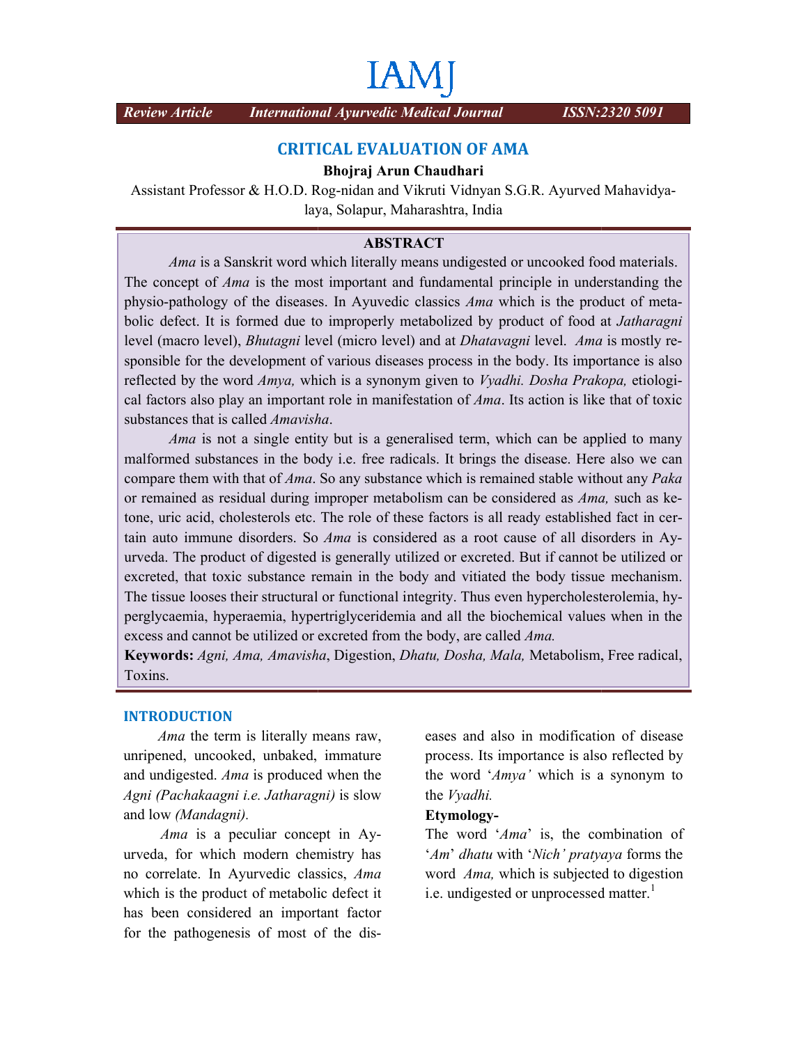# CRITICAL EVALUATION OF AMA

**Bhojraj Arun Chaudhari**

Assistant Professor & H.O.D. Rog-nidan and Vikruti Vidnyan S.G.R. Ayurved Mahavidyalaya, Solapur, Maharashtra, India

## ABSTRACT

*Ama* is a Sanskrit word which literally means undigested or uncooked food materials. The concept of *Ama* is the most important and fundamental principle in understanding the physio-pathology of the diseases. In Ayuvedic classics *Ama* which is the product of metabolic defect. It is formed due to improperly metabolized by product of food at *Jatharagni* level (macro level), *Bhutagni* level (micro level) and at *Dhatavagni* level. *Ama* is mostly responsible for the development of various diseases process in the body. Its importance is also reflected by the word *Amya,* which is a synonym given to *Vyadhi. Dosha Prakopa,* etiological factors also play an important role in manifestation of *Ama*. Its action is like that of toxic substances that is called *Amavisha*.

*Ama* is not a single entity but is a generalised term, which can be applied to many malformed substances in the body i.e. free radicals. It brings the disease. Here also we can compare them with that of *Ama*. So any substance which is remained stable without any *Paka* or remained as residual during improper metabolism can be considered as *Ama,* such as ketone, uric acid, cholesterols etc. The role of these factors is all ready established fact in certain auto immune disorders. So *Ama* is considered as a root cause of all disorders in Ayurveda. The product of digested is generally utilized or excreted. But if cannot be utilized or excreted, that toxic substance remain in the body and vitiated the body tissue mechanism. The tissue looses their structural or functional integrity. Thus even hypercholesterolemia, hyperglycaemia, hyperaemia, hypertriglyceridemia and all the biochemical values when in the excess and cannot be utilized or excreted from the body, are called *Ama.*

**Keywords:** *Agni, Ama, Amavisha*, Digestion, *Dhatu, Dosha, Mala,* Metabolism, Free radical, Toxins.

## INTRODUCTION

*Ama* the term is literally means raw, unripened, uncooked, unbaked, immature and undigested. *Ama* is produced when the *Agni (Pachakaagni i.e. Jatharagni)* is slow and low *(Mandagni).*

*Ama* is a peculiar concept in Ayurveda, for which modern chemistry has no correlate. In Ayurvedic classics, *Ama* which is the product of metabolic defect it has been considered an important factor for the pathogenesis of most of the diseases and also in modification of disease process. Its importance is also reflected by the word '*Amya'* which is a synonym to the *Vyadhi.*

**Etymology-**

The word '*Ama*' is, the combination of '*Am*' *dhatu* with '*Nich' pratyaya* forms the word *Ama,* which is subjected to digestion i.e. undigested or unprocessed matter.[1]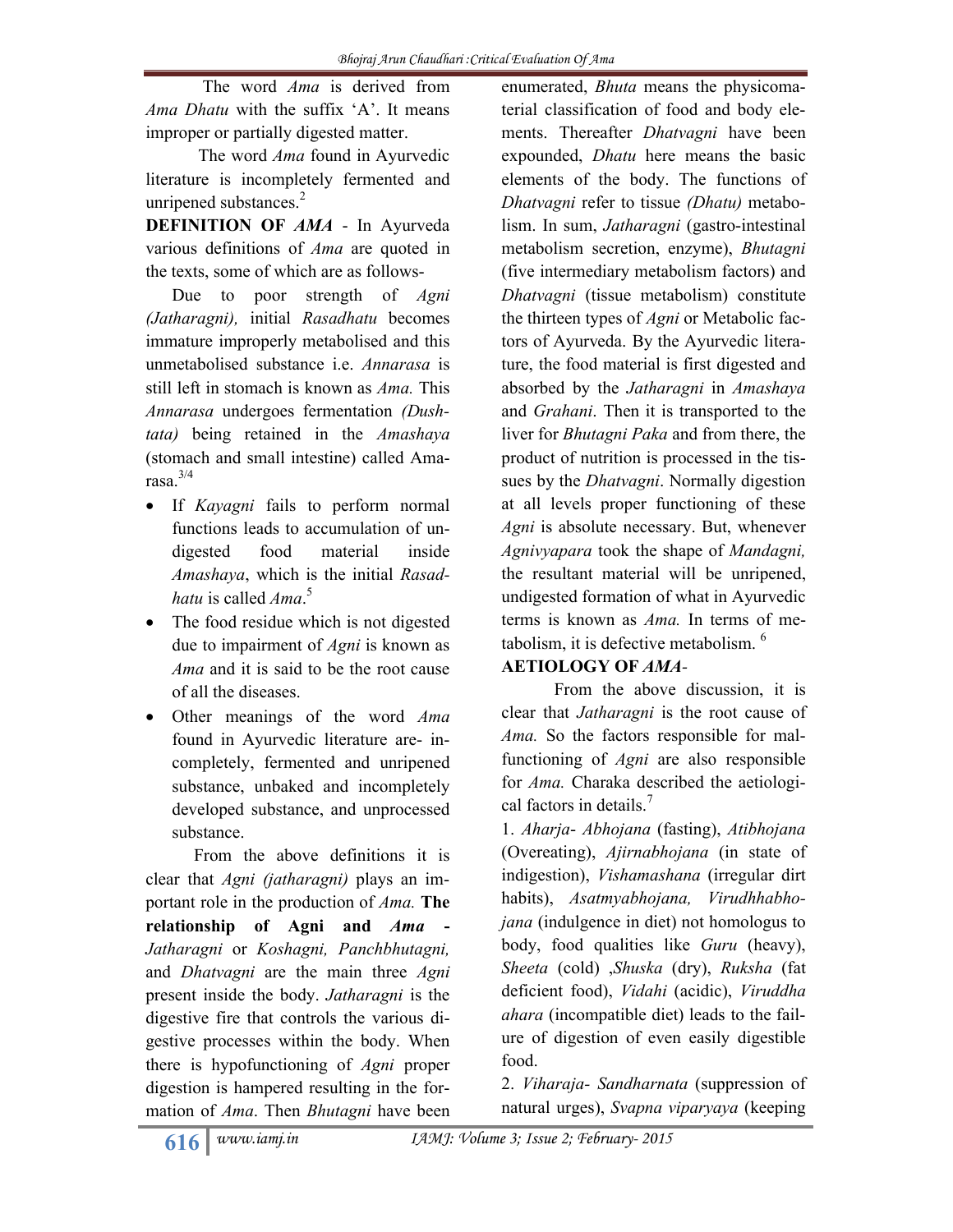The word *Ama* is derived from *Ama Dhatu* with the suffix 'A'. It means improper or partially digested matter.

The word *Ama* found in Ayurvedic literature is incompletely fermented and unripened substances.[2]

**DEFINITION OF *AMA*** - In Ayurveda various definitions of *Ama* are quoted in the texts, some of which are as follows-

Due to poor strength of *Agni (Jatharagni),* initial *Rasadhatu* becomes immature improperly metabolised and this unmetabolised substance i.e. *Annarasa* is still left in stomach is known as *Ama.* This *Annarasa* undergoes fermentation *(Dushtata)* being retained in the *Amashaya* (stomach and small intestine) called Amarasa.[3/4]

- If *Kayagni* fails to perform normal functions leads to accumulation of undigested food material inside *Amashaya*, which is the initial *Rasadhatu* is called *Ama*.[5]
- The food residue which is not digested due to impairment of *Agni* is known as *Ama* and it is said to be the root cause of all the diseases.
- Other meanings of the word *Ama* found in Ayurvedic literature are- incompletely, fermented and unripened substance, unbaked and incompletely developed substance, and unprocessed substance.

From the above definitions it is clear that *Agni (jatharagni)* plays an important role in the production of *Ama.* **The relationship of Agni and *Ama* -** *Jatharagni* or *Koshagni, Panchbhutagni,* and *Dhatvagni* are the main three *Agni* present inside the body. *Jatharagni* is the digestive fire that controls the various digestive processes within the body. When there is hypofunctioning of *Agni* proper digestion is hampered resulting in the formation of *Ama*. Then *Bhutagni* have been enumerated, *Bhuta* means the physicomaterial classification of food and body elements. Thereafter *Dhatvagni* have been expounded, *Dhatu* here means the basic elements of the body. The functions of *Dhatvagni* refer to tissue *(Dhatu)* metabolism. In sum, *Jatharagni* (gastro-intestinal metabolism secretion, enzyme), *Bhutagni* (five intermediary metabolism factors) and *Dhatvagni* (tissue metabolism) constitute the thirteen types of *Agni* or Metabolic factors of Ayurveda. By the Ayurvedic literature, the food material is first digested and absorbed by the *Jatharagni* in *Amashaya* and *Grahani*. Then it is transported to the liver for *Bhutagni Paka* and from there, the product of nutrition is processed in the tissues by the *Dhatvagni*. Normally digestion at all levels proper functioning of these *Agni* is absolute necessary. But, whenever *Agnivyapara* took the shape of *Mandagni,* the resultant material will be unripened, undigested formation of what in Ayurvedic terms is known as *Ama.* In terms of metabolism, it is defective metabolism.[6]

**AETIOLOGY OF *AMA*-**

From the above discussion, it is clear that *Jatharagni* is the root cause of *Ama.* So the factors responsible for malfunctioning of *Agni* are also responsible for *Ama.* Charaka described the aetiological factors in details.[7]

1. *Aharja- Abhojana* (fasting), *Atibhojana* (Overeating), *Ajirnabhojana* (in state of indigestion), *Vishamashana* (irregular dirt habits), *Asatmyabhojana, Virudhhabhojana* (indulgence in diet) not homologus to body, food qualities like *Guru* (heavy), *Sheeta* (cold) ,*Shuska* (dry), *Ruksha* (fat deficient food), *Vidahi* (acidic), *Viruddha ahara* (incompatible diet) leads to the failure of digestion of even easily digestible food.
2. *Viharaja- Sandharnata* (suppression of natural urges), *Svapna viparyaya* (keeping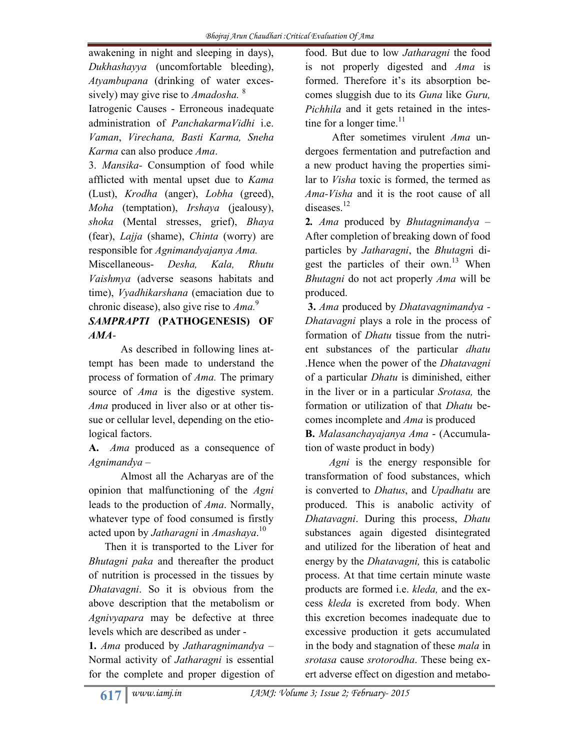awakening in night and sleeping in days), *Dukhashayya* (uncomfortable bleeding), *Atyambupana* (drinking of water excessively) may give rise to *Amadosha.* [8]

Iatrogenic Causes - Erroneous inadequate administration of *PanchakarmaVidhi* i.e. *Vaman*, *Virechana, Basti Karma, Sneha Karma* can also produce *Ama*.

3. *Mansika*- Consumption of food while afflicted with mental upset due to *Kama* (Lust), *Krodha* (anger), *Lobha* (greed), *Moha* (temptation), *Irshaya* (jealousy), *shoka* (Mental stresses, grief), *Bhaya* (fear), *Lajja* (shame), *Chinta* (worry) are responsible for *Agnimandyajanya Ama.*

Miscellaneous- *Desha, Kala, Rhutu Vaishmya* (adverse seasons habitats and time), *Vyadhikarshana* (emaciation due to chronic disease), also give rise to *Ama.*[9]

## *SAMPRAPTI* (PATHOGENESIS) OF *AMA*-

As described in following lines attempt has been made to understand the process of formation of *Ama.* The primary source of *Ama* is the digestive system. *Ama* produced in liver also or at other tissue or cellular level, depending on the etiological factors.

**A.** *Ama* produced as a consequence of *Agnimandya* –

Almost all the Acharyas are of the opinion that malfunctioning of the *Agni* leads to the production of *Ama*. Normally, whatever type of food consumed is firstly acted upon by *Jatharagni* in *Amashaya*.[10]

Then it is transported to the Liver for *Bhutagni paka* and thereafter the product of nutrition is processed in the tissues by *Dhatavagni*. So it is obvious from the above description that the metabolism or *Agnivyapara* may be defective at three levels which are described as under -

**1.** *Ama* produced by *Jatharagnimandya* – Normal activity of *Jatharagni* is essential for the complete and proper digestion of food. But due to low *Jatharagni* the food is not properly digested and *Ama* is formed. Therefore it's its absorption becomes sluggish due to its *Guna* like *Guru, Pichhila* and it gets retained in the intestine for a longer time.[11]

After sometimes virulent *Ama* undergoes fermentation and putrefaction and a new product having the properties similar to *Visha* toxic is formed, the termed as *Ama-Visha* and it is the root cause of all diseases.[12]

**2.** *Ama* produced by *Bhutagnimandya* – After completion of breaking down of food particles by *Jatharagni*, the *Bhutagn*i digest the particles of their own.[13] When *Bhutagni* do not act properly *Ama* will be produced.

**3.** *Ama* produced by *Dhatavagnimandya* - *Dhatavagni* plays a role in the process of formation of *Dhatu* tissue from the nutrient substances of the particular *dhatu* .Hence when the power of the *Dhatavagni* of a particular *Dhatu* is diminished, either in the liver or in a particular *Srotasa,* the formation or utilization of that *Dhatu* becomes incomplete and *Ama* is produced

**B.** *Malasanchayajanya Ama* - (Accumulation of waste product in body)

*Agni* is the energy responsible for transformation of food substances, which is converted to *Dhatus*, and *Upadhatu* are produced. This is anabolic activity of *Dhatavagni*. During this process, *Dhatu* substances again digested disintegrated and utilized for the liberation of heat and energy by the *Dhatavagni,* this is catabolic process. At that time certain minute waste products are formed i.e. *kleda,* and the excess *kleda* is excreted from body. When this excretion becomes inadequate due to excessive production it gets accumulated in the body and stagnation of these *mala* in *srotasa* cause *srotorodha*. These being exert adverse effect on digestion and metabo-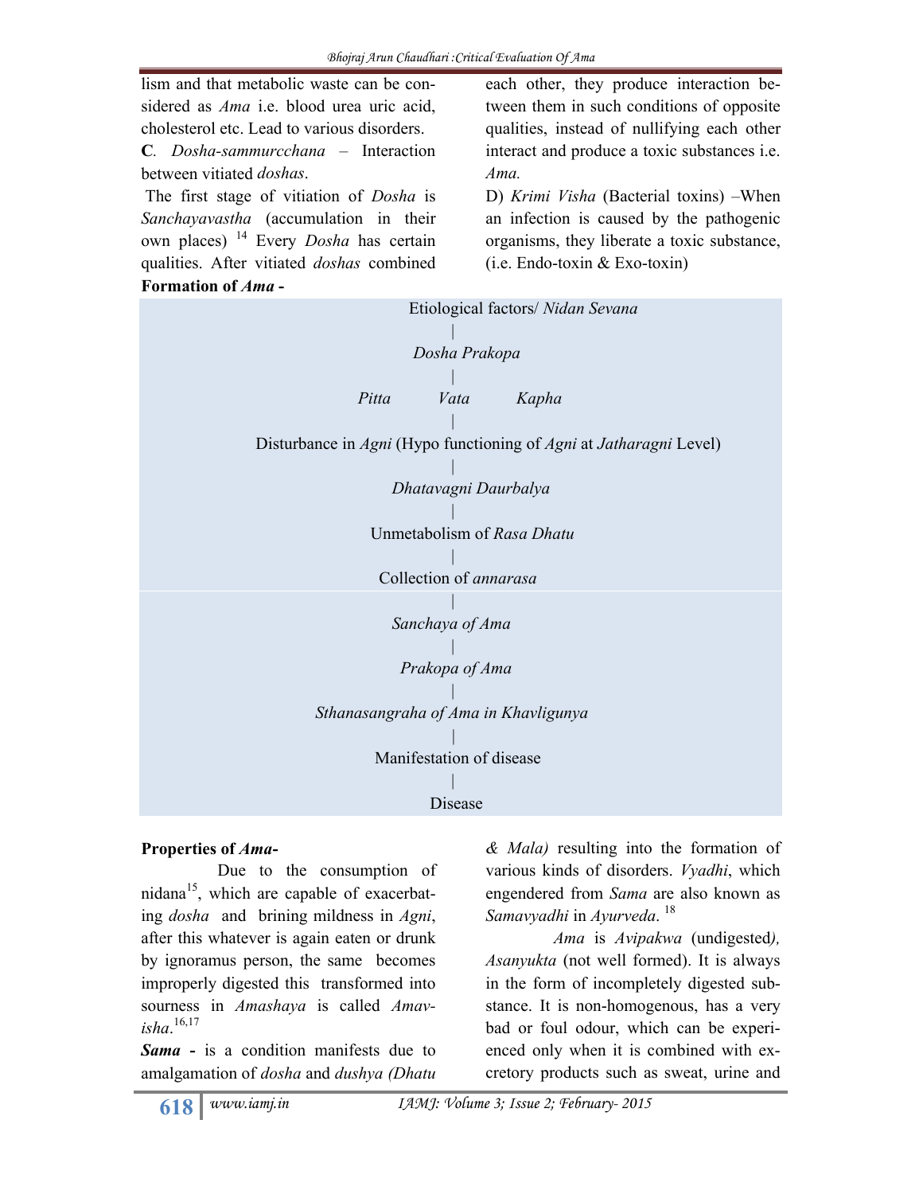lism and that metabolic waste can be considered as *Ama* i.e. blood urea uric acid, cholesterol etc. Lead to various disorders.

**C**. *Dosha-sammurcchana* – Interaction between vitiated *doshas*.

The first stage of vitiation of *Dosha* is *Sanchayavastha* (accumulation in their own places) [14] Every *Dosha* has certain qualities. After vitiated *doshas* combined each other, they produce interaction between them in such conditions of opposite qualities, instead of nullifying each other interact and produce a toxic substances i.e. *Ama.*

D) *Krimi Visha* (Bacterial toxins) –When an infection is caused by the pathogenic organisms, they liberate a toxic substance, (i.e. Endo-toxin & Exo-toxin)

**Formation of *Ama* -**

Etiological factors/ *Nidan Sevana*
|
*Dosha Prakopa*
|
*Pitta* *Vata* *Kapha*
|
Disturbance in *Agni* (Hypo functioning of *Agni* at *Jatharagni* Level)
|
*Dhatavagni Daurbalya*
|
Unmetabolism of *Rasa Dhatu*
|
Collection of *annarasa*
|
*Sanchaya of Ama*
|
*Prakopa of Ama*
|
*Sthanasangraha of Ama in Khavligunya*
|
Manifestation of disease
|
Disease

**Properties of *Ama*-**

Due to the consumption of nidana[15], which are capable of exacerbating *dosha* and brining mildness in *Agni*, after this whatever is again eaten or drunk by ignoramus person, the same becomes improperly digested this transformed into sourness in *Amashaya* is called *Amavisha*.[16,17]

***Sama*** **-** is a condition manifests due to amalgamation of *dosha* and *dushya (Dhatu & Mala)* resulting into the formation of various kinds of disorders. *Vyadhi*, which engendered from *Sama* are also known as *Samavyadhi* in *Ayurveda*. [18]

*Ama* is *Avipakwa* (undigested*), Asanyukta* (not well formed). It is always in the form of incompletely digested substance. It is non-homogenous, has a very bad or foul odour, which can be experienced only when it is combined with excretory products such as sweat, urine and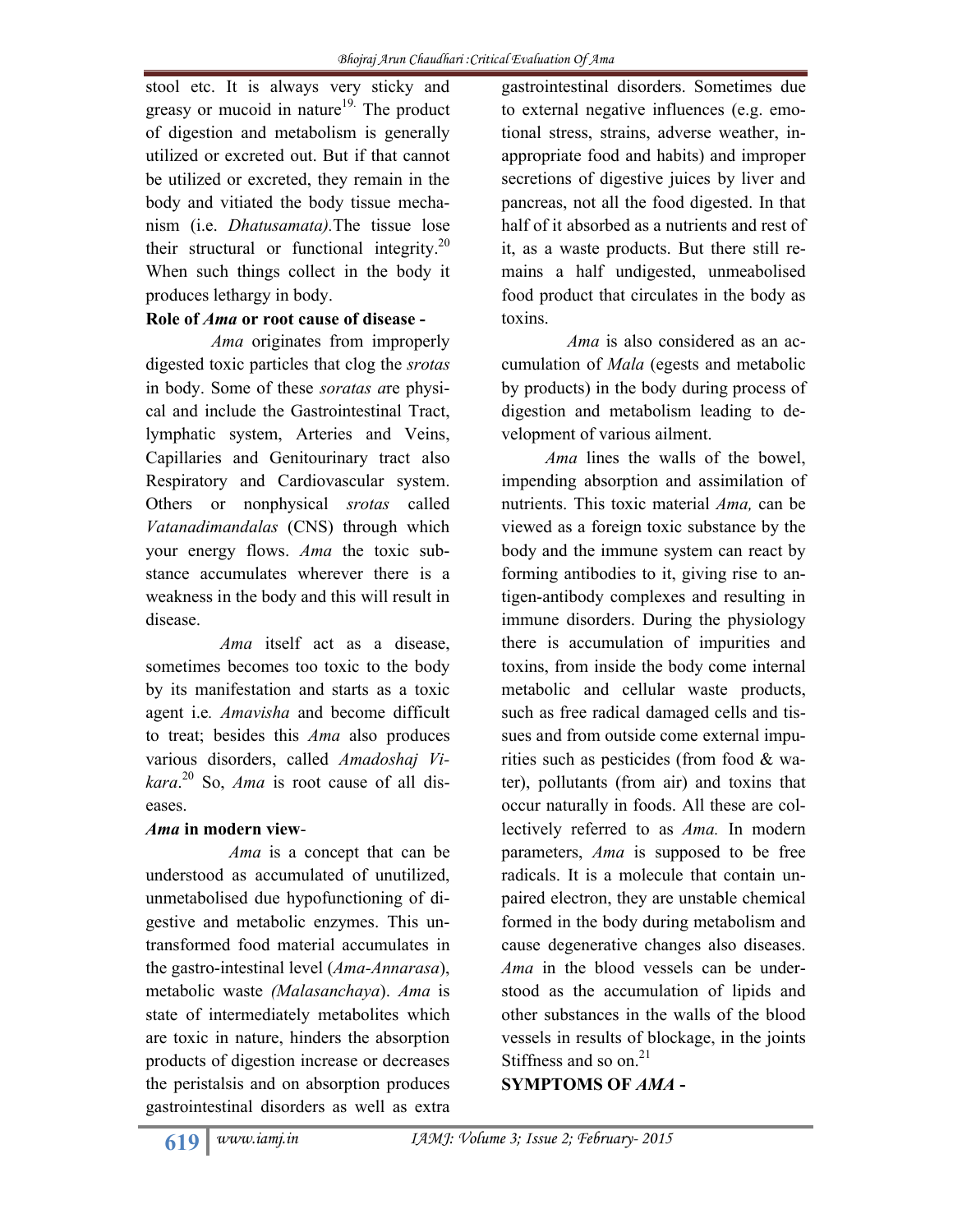stool etc. It is always very sticky and greasy or mucoid in nature[19.] The product of digestion and metabolism is generally utilized or excreted out. But if that cannot be utilized or excreted, they remain in the body and vitiated the body tissue mechanism (i.e. *Dhatusamata).*The tissue lose their structural or functional integrity.[20] When such things collect in the body it produces lethargy in body.

**Role of *Ama* or root cause of disease -**

*Ama* originates from improperly digested toxic particles that clog the *srotas* in body. Some of these *soratas a*re physical and include the Gastrointestinal Tract, lymphatic system, Arteries and Veins, Capillaries and Genitourinary tract also Respiratory and Cardiovascular system. Others or nonphysical *srotas* called *Vatanadimandalas* (CNS) through which your energy flows. *Ama* the toxic substance accumulates wherever there is a weakness in the body and this will result in disease.

*Ama* itself act as a disease, sometimes becomes too toxic to the body by its manifestation and starts as a toxic agent i.e. *Amavisha* and become difficult to treat; besides this *Ama* also produces various disorders, called *Amadoshaj Vikara*.[20] So, *Ama* is root cause of all diseases.

***Ama* in modern view-**

*Ama* is a concept that can be understood as accumulated of unutilized, unmetabolised due hypofunctioning of digestive and metabolic enzymes. This untransformed food material accumulates in the gastro-intestinal level (*Ama-Annarasa*), metabolic waste *(Malasanchaya*). *Ama* is state of intermediately metabolites which are toxic in nature, hinders the absorption products of digestion increase or decreases the peristalsis and on absorption produces gastrointestinal disorders as well as extra gastrointestinal disorders. Sometimes due to external negative influences (e.g. emotional stress, strains, adverse weather, inappropriate food and habits) and improper secretions of digestive juices by liver and pancreas, not all the food digested. In that half of it absorbed as a nutrients and rest of it, as a waste products. But there still remains a half undigested, unmeabolised food product that circulates in the body as toxins.

*Ama* is also considered as an accumulation of *Mala* (egests and metabolic by products) in the body during process of digestion and metabolism leading to development of various ailment.

*Ama* lines the walls of the bowel, impending absorption and assimilation of nutrients. This toxic material *Ama,* can be viewed as a foreign toxic substance by the body and the immune system can react by forming antibodies to it, giving rise to antigen-antibody complexes and resulting in immune disorders. During the physiology there is accumulation of impurities and toxins, from inside the body come internal metabolic and cellular waste products, such as free radical damaged cells and tissues and from outside come external impurities such as pesticides (from food & water), pollutants (from air) and toxins that occur naturally in foods. All these are collectively referred to as *Ama.* In modern parameters, *Ama* is supposed to be free radicals. It is a molecule that contain unpaired electron, they are unstable chemical formed in the body during metabolism and cause degenerative changes also diseases. *Ama* in the blood vessels can be understood as the accumulation of lipids and other substances in the walls of the blood vessels in results of blockage, in the joints Stiffness and so on.[21]

**SYMPTOMS OF *AMA* -**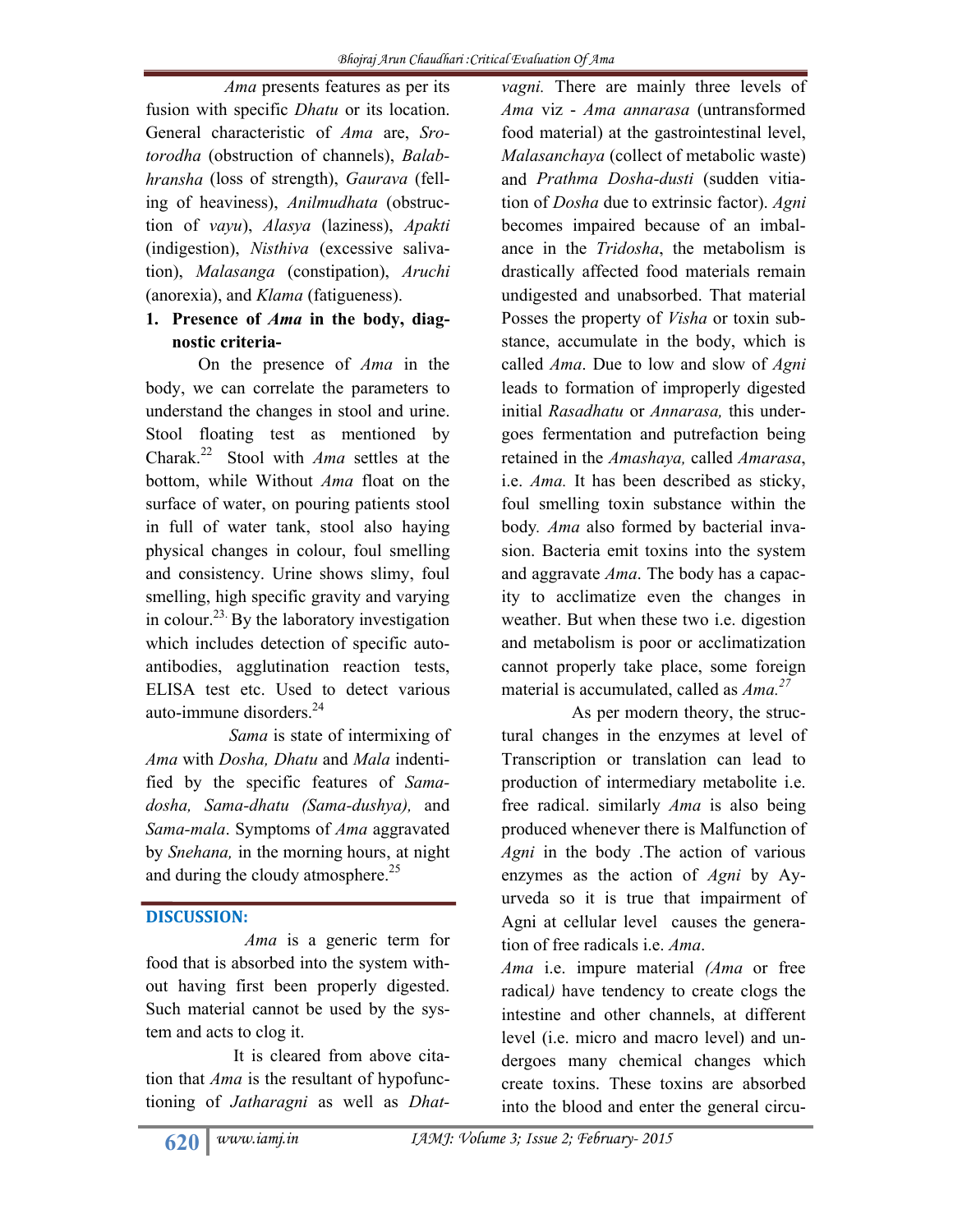*Ama* presents features as per its fusion with specific *Dhatu* or its location. General characteristic of *Ama* are, *Srotorodha* (obstruction of channels), *Balabhransha* (loss of strength), *Gaurava* (felling of heaviness), *Anilmudhata* (obstruction of *vayu*), *Alasya* (laziness), *Apakti* (indigestion), *Nisthiva* (excessive salivation), *Malasanga* (constipation), *Aruchi* (anorexia), and *Klama* (fatigueness).

1. **Presence of *Ama* in the body, diagnostic criteria-**

On the presence of *Ama* in the body, we can correlate the parameters to understand the changes in stool and urine. Stool floating test as mentioned by Charak.[22] Stool with *Ama* settles at the bottom, while Without *Ama* float on the surface of water, on pouring patients stool in full of water tank, stool also haying physical changes in colour, foul smelling and consistency. Urine shows slimy, foul smelling, high specific gravity and varying in colour.[23.] By the laboratory investigation which includes detection of specific auto-antibodies, agglutination reaction tests, ELISA test etc. Used to detect various auto-immune disorders.[24]

*Sama* is state of intermixing of *Ama* with *Dosha, Dhatu* and *Mala* indentified by the specific features of *Sama-dosha, Sama-dhatu (Sama-dushya),* and *Sama-mala*. Symptoms of *Ama* aggravated by *Snehana,* in the morning hours, at night and during the cloudy atmosphere.[25]

## DISCUSSION:

*Ama* is a generic term for food that is absorbed into the system without having first been properly digested. Such material cannot be used by the system and acts to clog it.

It is cleared from above citation that *Ama* is the resultant of hypofunctioning of *Jatharagni* as well as *Dhatvagni.* There are mainly three levels of *Ama* viz - *Ama annarasa* (untransformed food material) at the gastrointestinal level, *Malasanchaya* (collect of metabolic waste) and *Prathma Dosha-dusti* (sudden vitiation of *Dosha* due to extrinsic factor). *Agni* becomes impaired because of an imbalance in the *Tridosha*, the metabolism is drastically affected food materials remain undigested and unabsorbed. That material Posses the property of *Visha* or toxin substance, accumulate in the body, which is called *Ama*. Due to low and slow of *Agni* leads to formation of improperly digested initial *Rasadhatu* or *Annarasa,* this undergoes fermentation and putrefaction being retained in the *Amashaya,* called *Amarasa*, i.e. *Ama.* It has been described as sticky, foul smelling toxin substance within the body. *Ama* also formed by bacterial invasion. Bacteria emit toxins into the system and aggravate *Ama*. The body has a capacity to acclimatize even the changes in weather. But when these two i.e. digestion and metabolism is poor or acclimatization cannot properly take place, some foreign material is accumulated, called as *Ama.*[27]

As per modern theory, the structural changes in the enzymes at level of Transcription or translation can lead to production of intermediary metabolite i.e. free radical. similarly *Ama* is also being produced whenever there is Malfunction of *Agni* in the body .The action of various enzymes as the action of *Agni* by Ayurveda so it is true that impairment of Agni at cellular level causes the generation of free radicals i.e. *Ama*.

*Ama* i.e. impure material *(Ama* or free radical*)* have tendency to create clogs the intestine and other channels, at different level (i.e. micro and macro level) and undergoes many chemical changes which create toxins. These toxins are absorbed into the blood and enter the general circu-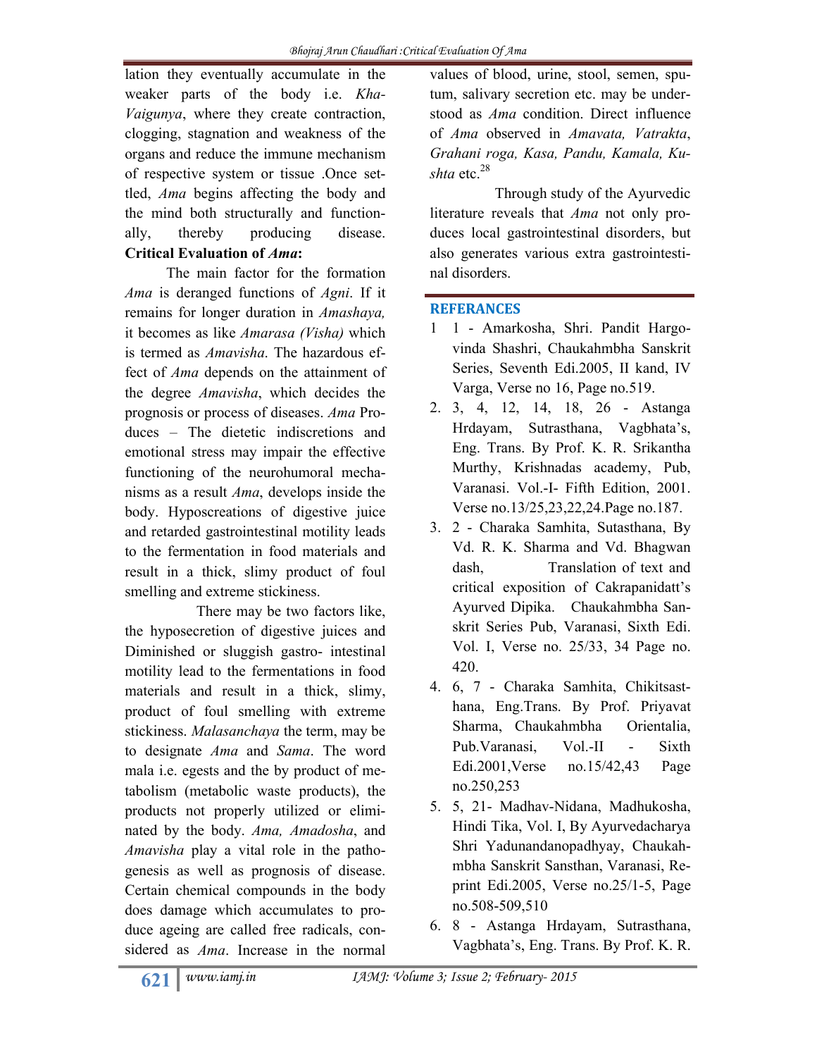lation they eventually accumulate in the weaker parts of the body i.e. *Kha-Vaigunya*, where they create contraction, clogging, stagnation and weakness of the organs and reduce the immune mechanism of respective system or tissue .Once settled, *Ama* begins affecting the body and the mind both structurally and functionally, thereby producing disease.

**Critical Evaluation of *Ama*:**

The main factor for the formation *Ama* is deranged functions of *Agni*. If it remains for longer duration in *Amashaya,* it becomes as like *Amarasa (Visha)* which is termed as *Amavisha*. The hazardous effect of *Ama* depends on the attainment of the degree *Amavisha*, which decides the prognosis or process of diseases. *Ama* Produces – The dietetic indiscretions and emotional stress may impair the effective functioning of the neurohumoral mechanisms as a result *Ama*, develops inside the body. Hyposcreations of digestive juice and retarded gastrointestinal motility leads to the fermentation in food materials and result in a thick, slimy product of foul smelling and extreme stickiness.

There may be two factors like, the hyposecretion of digestive juices and Diminished or sluggish gastro- intestinal motility lead to the fermentations in food materials and result in a thick, slimy, product of foul smelling with extreme stickiness. *Malasanchaya* the term, may be to designate *Ama* and *Sama*. The word mala i.e. egests and the by product of metabolism (metabolic waste products), the products not properly utilized or eliminated by the body. *Ama, Amadosha*, and *Amavisha* play a vital role in the pathogenesis as well as prognosis of disease. Certain chemical compounds in the body does damage which accumulates to produce ageing are called free radicals, considered as *Ama*. Increase in the normal values of blood, urine, stool, semen, sputum, salivary secretion etc. may be understood as *Ama* condition. Direct influence of *Ama* observed in *Amavata, Vatrakta*, *Grahani roga, Kasa, Pandu, Kamala, Kushta* etc.[28]

Through study of the Ayurvedic literature reveals that *Ama* not only produces local gastrointestinal disorders, but also generates various extra gastrointestinal disorders.

## REFERANCES

1. 1 - Amarkosha, Shri. Pandit Hargovinda Shashri, Chaukahmbha Sanskrit Series, Seventh Edi.2005, II kand, IV Varga, Verse no 16, Page no.519.
2. 3, 4, 12, 14, 18, 26 - Astanga Hrdayam, Sutrasthana, Vagbhata's, Eng. Trans. By Prof. K. R. Srikantha Murthy, Krishnadas academy, Pub, Varanasi. Vol.-I- Fifth Edition, 2001. Verse no.13/25,23,22,24.Page no.187.
3. 2 - Charaka Samhita, Sutasthana, By Vd. R. K. Sharma and Vd. Bhagwan dash, Translation of text and critical exposition of Cakrapanidatt's Ayurved Dipika. Chaukahmbha Sanskrit Series Pub, Varanasi, Sixth Edi. Vol. I, Verse no. 25/33, 34 Page no. 420.
4. 6, 7 - Charaka Samhita, Chikitsasthana, Eng.Trans. By Prof. Priyavat Sharma, Chaukahmbha Orientalia, Pub.Varanasi, Vol.-II - Sixth Edi.2001,Verse no.15/42,43 Page no.250,253
5. 5, 21- Madhav-Nidana, Madhukosha, Hindi Tika, Vol. I, By Ayurvedacharya Shri Yadunandanopadhyay, Chaukahmbha Sanskrit Sansthan, Varanasi, Reprint Edi.2005, Verse no.25/1-5, Page no.508-509,510
6. 8 - Astanga Hrdayam, Sutrasthana, Vagbhata's, Eng. Trans. By Prof. K. R.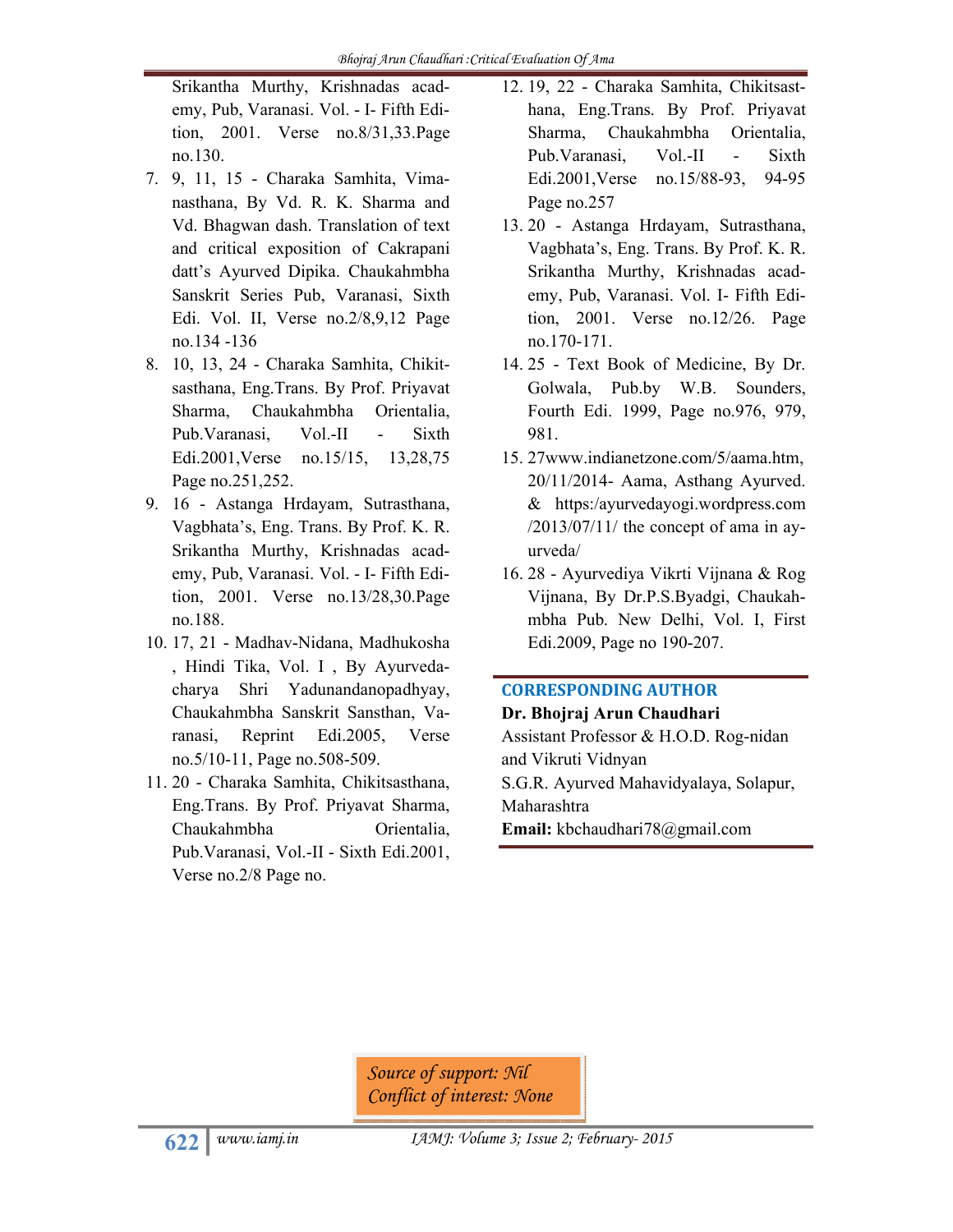Srikantha Murthy, Krishnadas academy, Pub, Varanasi. Vol. - I- Fifth Edition, 2001. Verse no.8/31,33.Page no.130.

7. 9, 11, 15 - Charaka Samhita, Vimanasthana, By Vd. R. K. Sharma and Vd. Bhagwan dash. Translation of text and critical exposition of Cakrapani datt's Ayurved Dipika. Chaukahmbha Sanskrit Series Pub, Varanasi, Sixth Edi. Vol. II, Verse no.2/8,9,12 Page no.134 -136
8. 10, 13, 24 - Charaka Samhita, Chikitsasthana, Eng.Trans. By Prof. Priyavat Sharma, Chaukahmbha Orientalia, Pub.Varanasi, Vol.-II - Sixth Edi.2001,Verse no.15/15, 13,28,75 Page no.251,252.
9. 16 - Astanga Hrdayam, Sutrasthana, Vagbhata's, Eng. Trans. By Prof. K. R. Srikantha Murthy, Krishnadas academy, Pub, Varanasi. Vol. - I- Fifth Edition, 2001. Verse no.13/28,30.Page no.188.
10. 17, 21 - Madhav-Nidana, Madhukosha , Hindi Tika, Vol. I , By Ayurvedacharya Shri Yadunandanopadhyay, Chaukahmbha Sanskrit Sansthan, Varanasi, Reprint Edi.2005, Verse no.5/10-11, Page no.508-509.
11. 20 - Charaka Samhita, Chikitsasthana, Eng.Trans. By Prof. Priyavat Sharma, Chaukahmbha Orientalia, Pub.Varanasi, Vol.-II - Sixth Edi.2001, Verse no.2/8 Page no.
12. 19, 22 - Charaka Samhita, Chikitsasthana, Eng.Trans. By Prof. Priyavat Sharma, Chaukahmbha Orientalia, Pub.Varanasi, Vol.-II - Sixth Edi.2001,Verse no.15/88-93, 94-95 Page no.257
13. 20 - Astanga Hrdayam, Sutrasthana, Vagbhata's, Eng. Trans. By Prof. K. R. Srikantha Murthy, Krishnadas academy, Pub, Varanasi. Vol. I- Fifth Edition, 2001. Verse no.12/26. Page no.170-171.
14. 25 - Text Book of Medicine, By Dr. Golwala, Pub.by W.B. Sounders, Fourth Edi. 1999, Page no.976, 979, 981.
15. 27www.indianetzone.com/5/aama.htm, 20/11/2014- Aama, Asthang Ayurved. & https:/ayurvedayogi.wordpress.com /2013/07/11/ the concept of ama in ayurveda/
16. 28 - Ayurvediya Vikrti Vijnana & Rog Vijnana, By Dr.P.S.Byadgi, Chaukahmbha Pub. New Delhi, Vol. I, First Edi.2009, Page no 190-207.

## CORRESPONDING AUTHOR

**Dr. Bhojraj Arun Chaudhari**
Assistant Professor & H.O.D. Rog-nidan and Vikruti Vidnyan
S.G.R. Ayurved Mahavidyalaya, Solapur, Maharashtra
**Email:** kbchaudhari78@gmail.com

*Source of support: Nil*
*Conflict of interest: None*